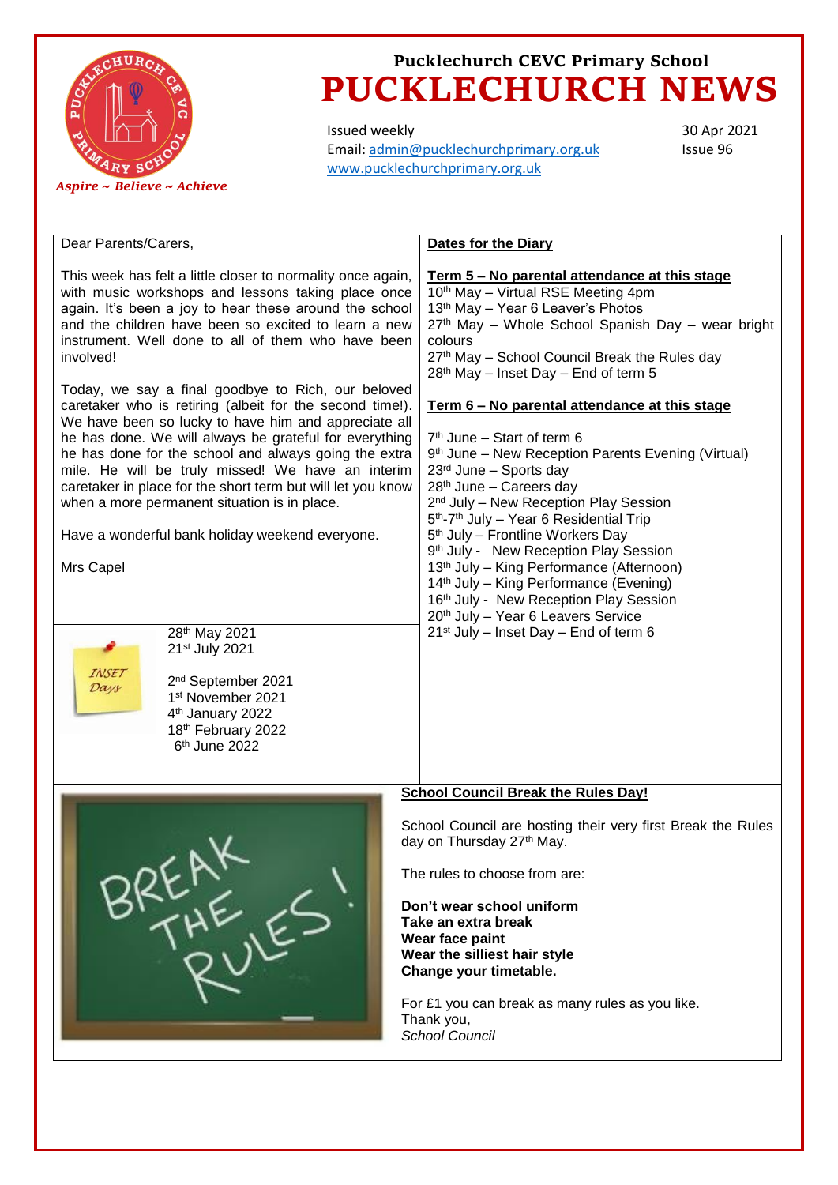Pucklechurch CEVC Primary School

# PUCKLECHURCH NEWS

*Aspire ~ Believe ~ Achieve*

Issued weekly
Email: admin@pucklechurchprimary.org.uk
www.pucklechurchprimary.org.uk

30 Apr 2021
Issue 96

Dear Parents/Carers,

This week has felt a little closer to normality once again, with music workshops and lessons taking place once again. It's been a joy to hear these around the school and the children have been so excited to learn a new instrument. Well done to all of them who have been involved!

Today, we say a final goodbye to Rich, our beloved caretaker who is retiring (albeit for the second time!). We have been so lucky to have him and appreciate all he has done. We will always be grateful for everything he has done for the school and always going the extra mile. He will be truly missed! We have an interim caretaker in place for the short term but will let you know when a more permanent situation is in place.

Have a wonderful bank holiday weekend everyone.

Mrs Capel

**INSET Days**

28th May 2021
21st July 2021

2nd September 2021
1st November 2021
4th January 2022
18th February 2022
6th June 2022

## Dates for the Diary

**Term 5 – No parental attendance at this stage**

10th May – Virtual RSE Meeting 4pm
13th May – Year 6 Leaver's Photos
27th May – Whole School Spanish Day – wear bright colours
27th May – School Council Break the Rules day
28th May – Inset Day – End of term 5

**Term 6 – No parental attendance at this stage**

7th June – Start of term 6
9th June – New Reception Parents Evening (Virtual)
23rd June – Sports day
28th June – Careers day
2nd July – New Reception Play Session
5th-7th July – Year 6 Residential Trip
5th July – Frontline Workers Day
9th July - New Reception Play Session
13th July – King Performance (Afternoon)
14th July – King Performance (Evening)
16th July - New Reception Play Session
20th July – Year 6 Leavers Service
21st July – Inset Day – End of term 6

## School Council Break the Rules Day!

School Council are hosting their very first Break the Rules day on Thursday 27th May.

The rules to choose from are:

**Don't wear school uniform**
**Take an extra break**
**Wear face paint**
**Wear the silliest hair style**
**Change your timetable.**

For £1 you can break as many rules as you like.
Thank you,
*School Council*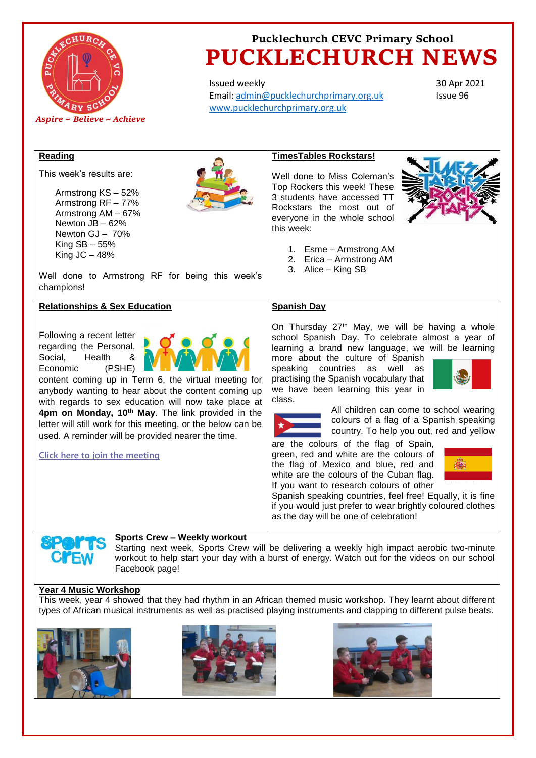Pucklechurch CEVC Primary School

# PUCKLECHURCH NEWS

Issued weekly
Email: admin@pucklechurchprimary.org.uk
www.pucklechurchprimary.org.uk

30 Apr 2021
Issue 96

*Aspire ~ Believe ~ Achieve*

## Reading

This week's results are:

Armstrong KS – 52%
Armstrong RF – 77%
Armstrong AM – 67%
Newton JB – 62%
Newton GJ – 70%
King SB – 55%
King JC – 48%

Well done to Armstrong RF for being this week's champions!

## TimesTables Rockstars!

Well done to Miss Coleman's Top Rockers this week! These 3 students have accessed TT Rockstars the most out of everyone in the whole school this week:

1. Esme – Armstrong AM
2. Erica – Armstrong AM
3. Alice – King SB

## Relationships & Sex Education

Following a recent letter regarding the Personal, Social, Health & Economic (PSHE) content coming up in Term 6, the virtual meeting for anybody wanting to hear about the content coming up with regards to sex education will now take place at **4pm on Monday, 10th May**. The link provided in the letter will still work for this meeting, or the below can be used. A reminder will be provided nearer the time.

Click here to join the meeting

## Spanish Day

On Thursday 27th May, we will be having a whole school Spanish Day. To celebrate almost a year of learning a brand new language, we will be learning more about the culture of Spanish speaking countries as well as practising the Spanish vocabulary that we have been learning this year in class.

All children can come to school wearing colours of a flag of a Spanish speaking country. To help you out, red and yellow are the colours of the flag of Spain, green, red and white are the colours of the flag of Mexico and blue, red and white are the colours of the Cuban flag. If you want to research colours of other Spanish speaking countries, feel free! Equally, it is fine if you would just prefer to wear brightly coloured clothes as the day will be one of celebration!

## Sports Crew – Weekly workout

Starting next week, Sports Crew will be delivering a weekly high impact aerobic two-minute workout to help start your day with a burst of energy. Watch out for the videos on our school Facebook page!

## Year 4 Music Workshop

This week, year 4 showed that they had rhythm in an African themed music workshop. They learnt about different types of African musical instruments as well as practised playing instruments and clapping to different pulse beats.